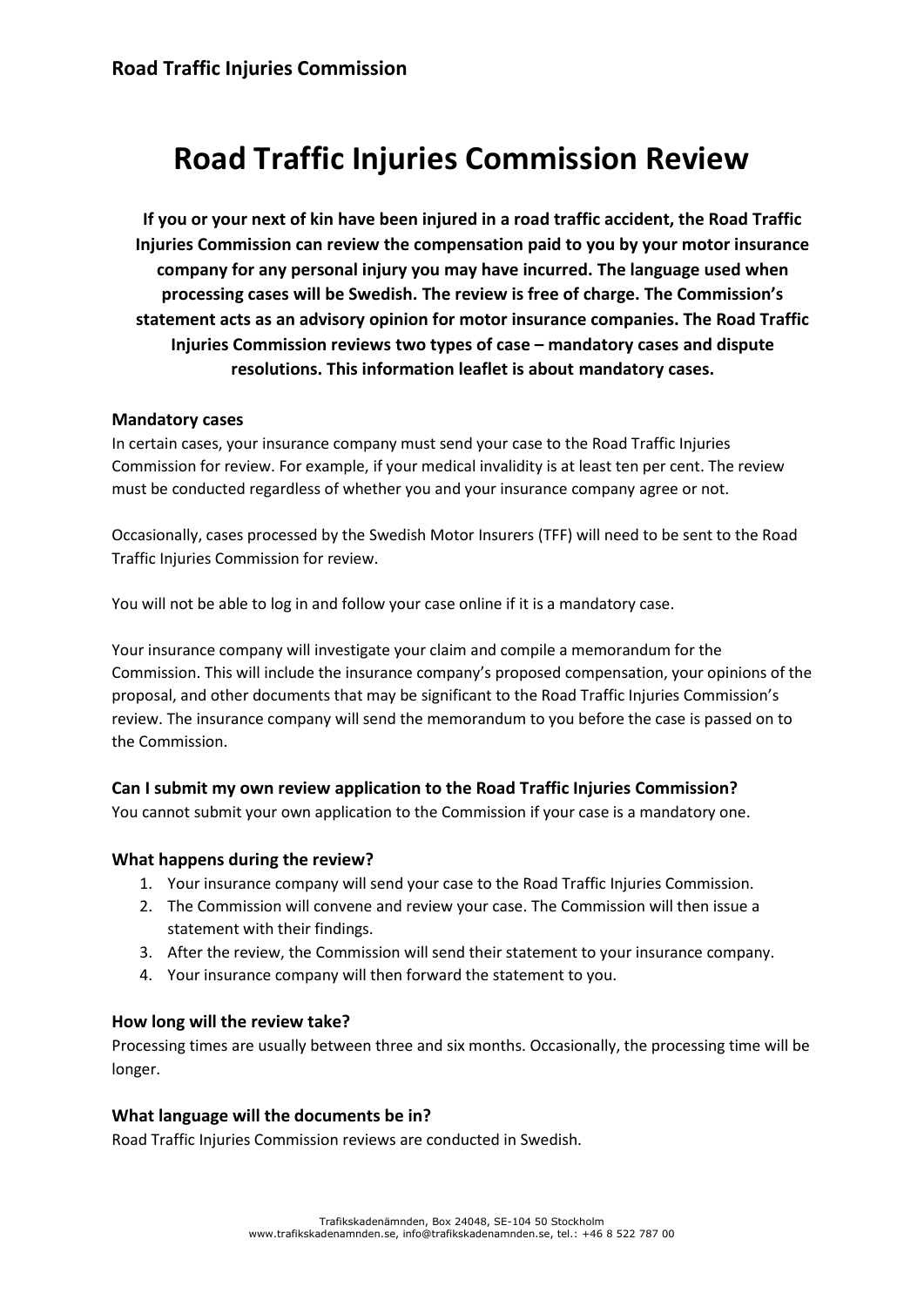# Road Traffic Injuries Commission Review

**If you or your next of kin have been injured in a road traffic accident, the Road Traffic Injuries Commission can review the compensation paid to you by your motor insurance company for any personal injury you may have incurred. The language used when processing cases will be Swedish. The review is free of charge. The Commission's statement acts as an advisory opinion for motor insurance companies. The Road Traffic Injuries Commission reviews two types of case – mandatory cases and dispute resolutions. This information leaflet is about mandatory cases.**

### Mandatory cases

In certain cases, your insurance company must send your case to the Road Traffic Injuries Commission for review. For example, if your medical invalidity is at least ten per cent. The review must be conducted regardless of whether you and your insurance company agree or not.

Occasionally, cases processed by the Swedish Motor Insurers (TFF) will need to be sent to the Road Traffic Injuries Commission for review.

You will not be able to log in and follow your case online if it is a mandatory case.

Your insurance company will investigate your claim and compile a memorandum for the Commission. This will include the insurance company's proposed compensation, your opinions of the proposal, and other documents that may be significant to the Road Traffic Injuries Commission's review. The insurance company will send the memorandum to you before the case is passed on to the Commission.

### Can I submit my own review application to the Road Traffic Injuries Commission?

You cannot submit your own application to the Commission if your case is a mandatory one.

### What happens during the review?

1. Your insurance company will send your case to the Road Traffic Injuries Commission.
2. The Commission will convene and review your case. The Commission will then issue a statement with their findings.
3. After the review, the Commission will send their statement to your insurance company.
4. Your insurance company will then forward the statement to you.

### How long will the review take?

Processing times are usually between three and six months. Occasionally, the processing time will be longer.

### What language will the documents be in?

Road Traffic Injuries Commission reviews are conducted in Swedish.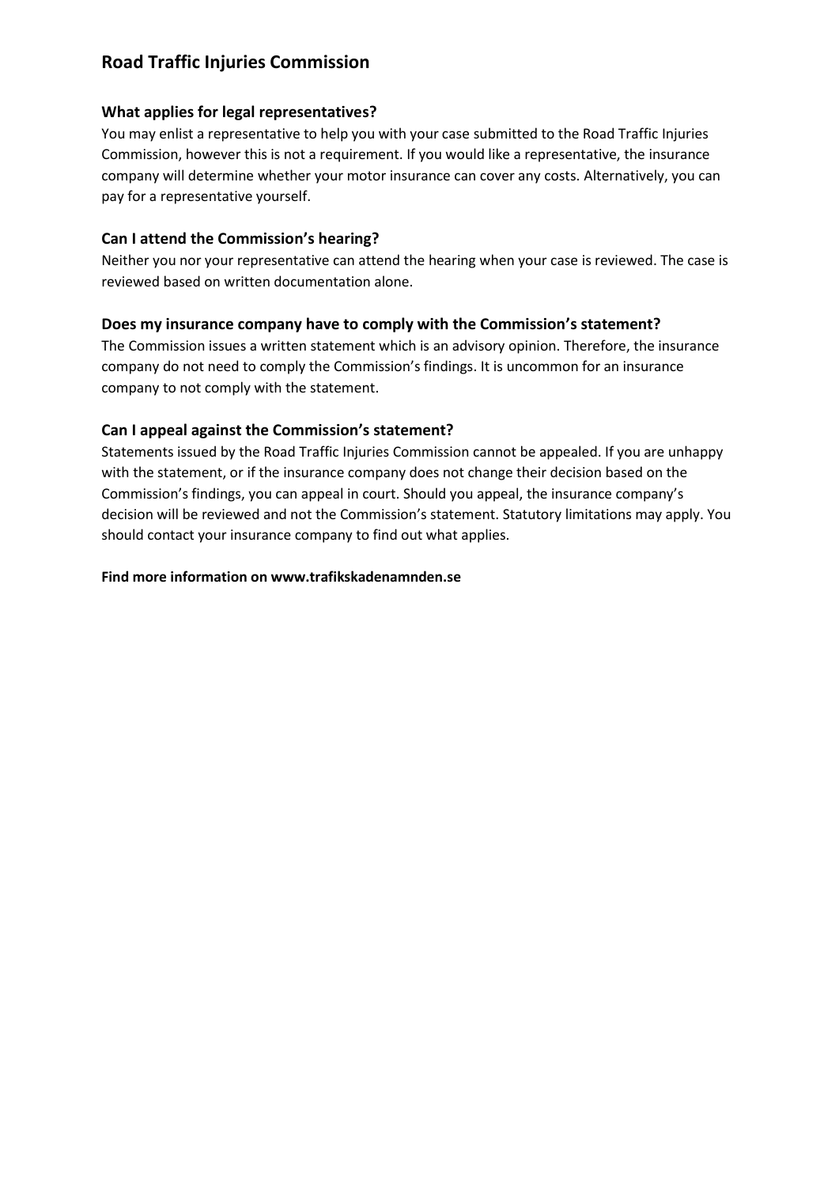## Road Traffic Injuries Commission

### What applies for legal representatives?

You may enlist a representative to help you with your case submitted to the Road Traffic Injuries Commission, however this is not a requirement. If you would like a representative, the insurance company will determine whether your motor insurance can cover any costs. Alternatively, you can pay for a representative yourself.

### Can I attend the Commission's hearing?

Neither you nor your representative can attend the hearing when your case is reviewed. The case is reviewed based on written documentation alone.

### Does my insurance company have to comply with the Commission's statement?

The Commission issues a written statement which is an advisory opinion. Therefore, the insurance company do not need to comply the Commission's findings. It is uncommon for an insurance company to not comply with the statement.

### Can I appeal against the Commission's statement?

Statements issued by the Road Traffic Injuries Commission cannot be appealed. If you are unhappy with the statement, or if the insurance company does not change their decision based on the Commission's findings, you can appeal in court. Should you appeal, the insurance company's decision will be reviewed and not the Commission's statement. Statutory limitations may apply. You should contact your insurance company to find out what applies.

**Find more information on www.trafikskadenamnden.se**